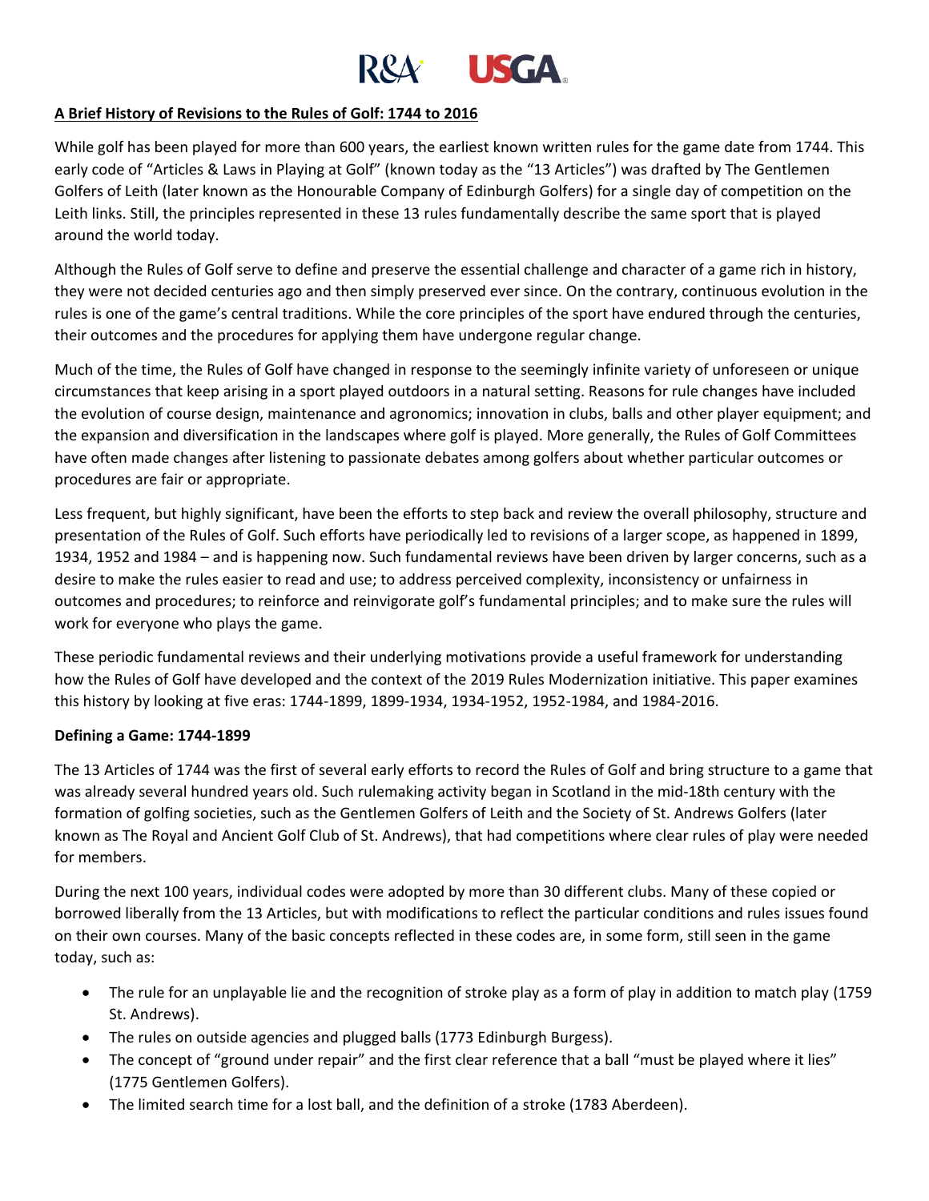## A Brief History of Revisions to the Rules of Golf: 1744 to 2016

While golf has been played for more than 600 years, the earliest known written rules for the game date from 1744. This early code of "Articles & Laws in Playing at Golf" (known today as the "13 Articles") was drafted by The Gentlemen Golfers of Leith (later known as the Honourable Company of Edinburgh Golfers) for a single day of competition on the Leith links. Still, the principles represented in these 13 rules fundamentally describe the same sport that is played around the world today.

Although the Rules of Golf serve to define and preserve the essential challenge and character of a game rich in history, they were not decided centuries ago and then simply preserved ever since. On the contrary, continuous evolution in the rules is one of the game's central traditions. While the core principles of the sport have endured through the centuries, their outcomes and the procedures for applying them have undergone regular change.

Much of the time, the Rules of Golf have changed in response to the seemingly infinite variety of unforeseen or unique circumstances that keep arising in a sport played outdoors in a natural setting. Reasons for rule changes have included the evolution of course design, maintenance and agronomics; innovation in clubs, balls and other player equipment; and the expansion and diversification in the landscapes where golf is played. More generally, the Rules of Golf Committees have often made changes after listening to passionate debates among golfers about whether particular outcomes or procedures are fair or appropriate.

Less frequent, but highly significant, have been the efforts to step back and review the overall philosophy, structure and presentation of the Rules of Golf. Such efforts have periodically led to revisions of a larger scope, as happened in 1899, 1934, 1952 and 1984 – and is happening now. Such fundamental reviews have been driven by larger concerns, such as a desire to make the rules easier to read and use; to address perceived complexity, inconsistency or unfairness in outcomes and procedures; to reinforce and reinvigorate golf's fundamental principles; and to make sure the rules will work for everyone who plays the game.

These periodic fundamental reviews and their underlying motivations provide a useful framework for understanding how the Rules of Golf have developed and the context of the 2019 Rules Modernization initiative. This paper examines this history by looking at five eras: 1744-1899, 1899-1934, 1934-1952, 1952-1984, and 1984-2016.

### Defining a Game: 1744-1899

The 13 Articles of 1744 was the first of several early efforts to record the Rules of Golf and bring structure to a game that was already several hundred years old. Such rulemaking activity began in Scotland in the mid-18th century with the formation of golfing societies, such as the Gentlemen Golfers of Leith and the Society of St. Andrews Golfers (later known as The Royal and Ancient Golf Club of St. Andrews), that had competitions where clear rules of play were needed for members.

During the next 100 years, individual codes were adopted by more than 30 different clubs. Many of these copied or borrowed liberally from the 13 Articles, but with modifications to reflect the particular conditions and rules issues found on their own courses. Many of the basic concepts reflected in these codes are, in some form, still seen in the game today, such as:

- The rule for an unplayable lie and the recognition of stroke play as a form of play in addition to match play (1759 St. Andrews).
- The rules on outside agencies and plugged balls (1773 Edinburgh Burgess).
- The concept of "ground under repair" and the first clear reference that a ball "must be played where it lies" (1775 Gentlemen Golfers).
- The limited search time for a lost ball, and the definition of a stroke (1783 Aberdeen).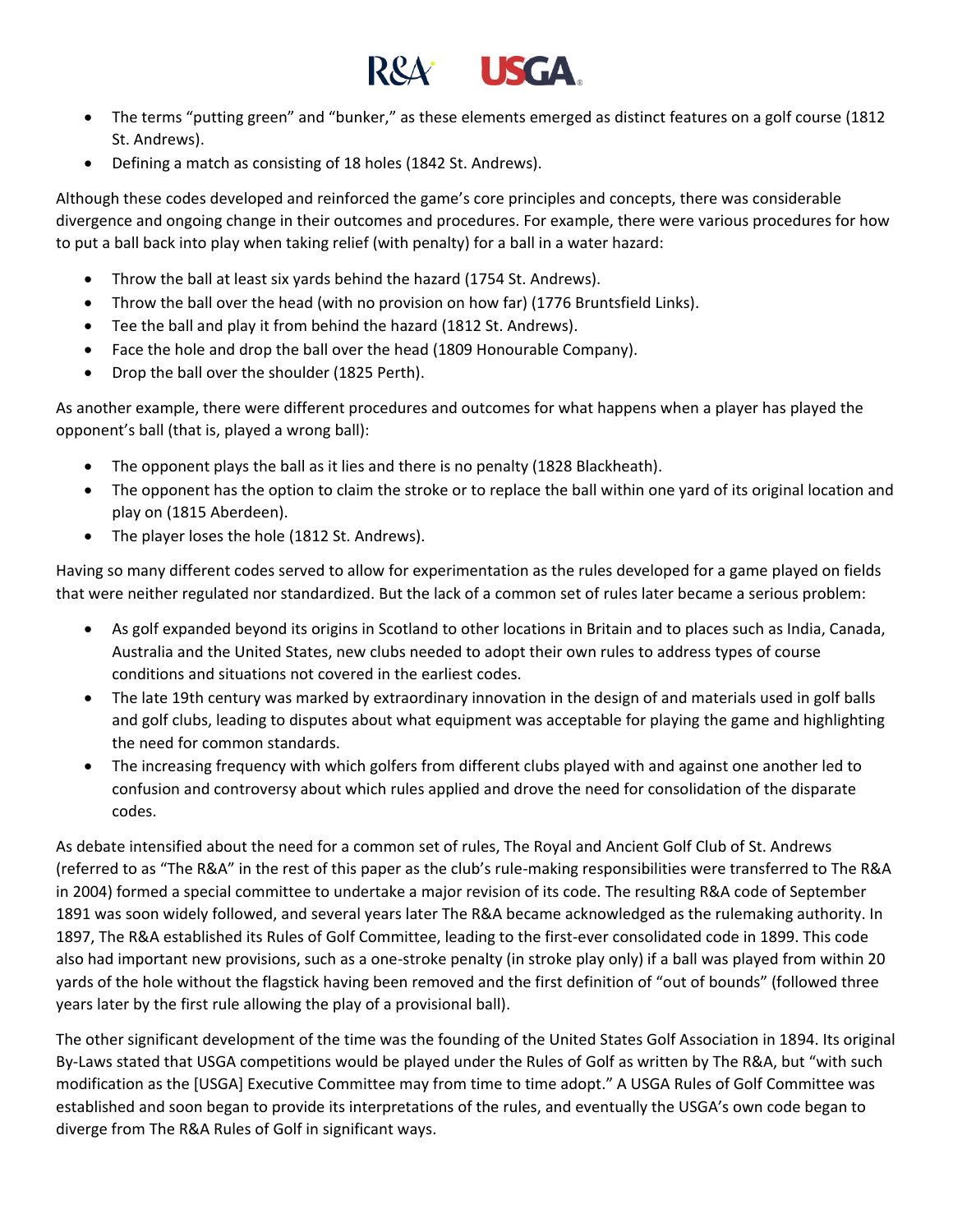- The terms “putting green” and “bunker,” as these elements emerged as distinct features on a golf course (1812 St. Andrews).
- Defining a match as consisting of 18 holes (1842 St. Andrews).

Although these codes developed and reinforced the game’s core principles and concepts, there was considerable divergence and ongoing change in their outcomes and procedures. For example, there were various procedures for how to put a ball back into play when taking relief (with penalty) for a ball in a water hazard:

- Throw the ball at least six yards behind the hazard (1754 St. Andrews).
- Throw the ball over the head (with no provision on how far) (1776 Bruntsfield Links).
- Tee the ball and play it from behind the hazard (1812 St. Andrews).
- Face the hole and drop the ball over the head (1809 Honourable Company).
- Drop the ball over the shoulder (1825 Perth).

As another example, there were different procedures and outcomes for what happens when a player has played the opponent’s ball (that is, played a wrong ball):

- The opponent plays the ball as it lies and there is no penalty (1828 Blackheath).
- The opponent has the option to claim the stroke or to replace the ball within one yard of its original location and play on (1815 Aberdeen).
- The player loses the hole (1812 St. Andrews).

Having so many different codes served to allow for experimentation as the rules developed for a game played on fields that were neither regulated nor standardized. But the lack of a common set of rules later became a serious problem:

- As golf expanded beyond its origins in Scotland to other locations in Britain and to places such as India, Canada, Australia and the United States, new clubs needed to adopt their own rules to address types of course conditions and situations not covered in the earliest codes.
- The late 19th century was marked by extraordinary innovation in the design of and materials used in golf balls and golf clubs, leading to disputes about what equipment was acceptable for playing the game and highlighting the need for common standards.
- The increasing frequency with which golfers from different clubs played with and against one another led to confusion and controversy about which rules applied and drove the need for consolidation of the disparate codes.

As debate intensified about the need for a common set of rules, The Royal and Ancient Golf Club of St. Andrews (referred to as “The R&A” in the rest of this paper as the club’s rule-making responsibilities were transferred to The R&A in 2004) formed a special committee to undertake a major revision of its code. The resulting R&A code of September 1891 was soon widely followed, and several years later The R&A became acknowledged as the rulemaking authority. In 1897, The R&A established its Rules of Golf Committee, leading to the first-ever consolidated code in 1899. This code also had important new provisions, such as a one-stroke penalty (in stroke play only) if a ball was played from within 20 yards of the hole without the flagstick having been removed and the first definition of “out of bounds” (followed three years later by the first rule allowing the play of a provisional ball).

The other significant development of the time was the founding of the United States Golf Association in 1894. Its original By-Laws stated that USGA competitions would be played under the Rules of Golf as written by The R&A, but “with such modification as the [USGA] Executive Committee may from time to time adopt.” A USGA Rules of Golf Committee was established and soon began to provide its interpretations of the rules, and eventually the USGA’s own code began to diverge from The R&A Rules of Golf in significant ways.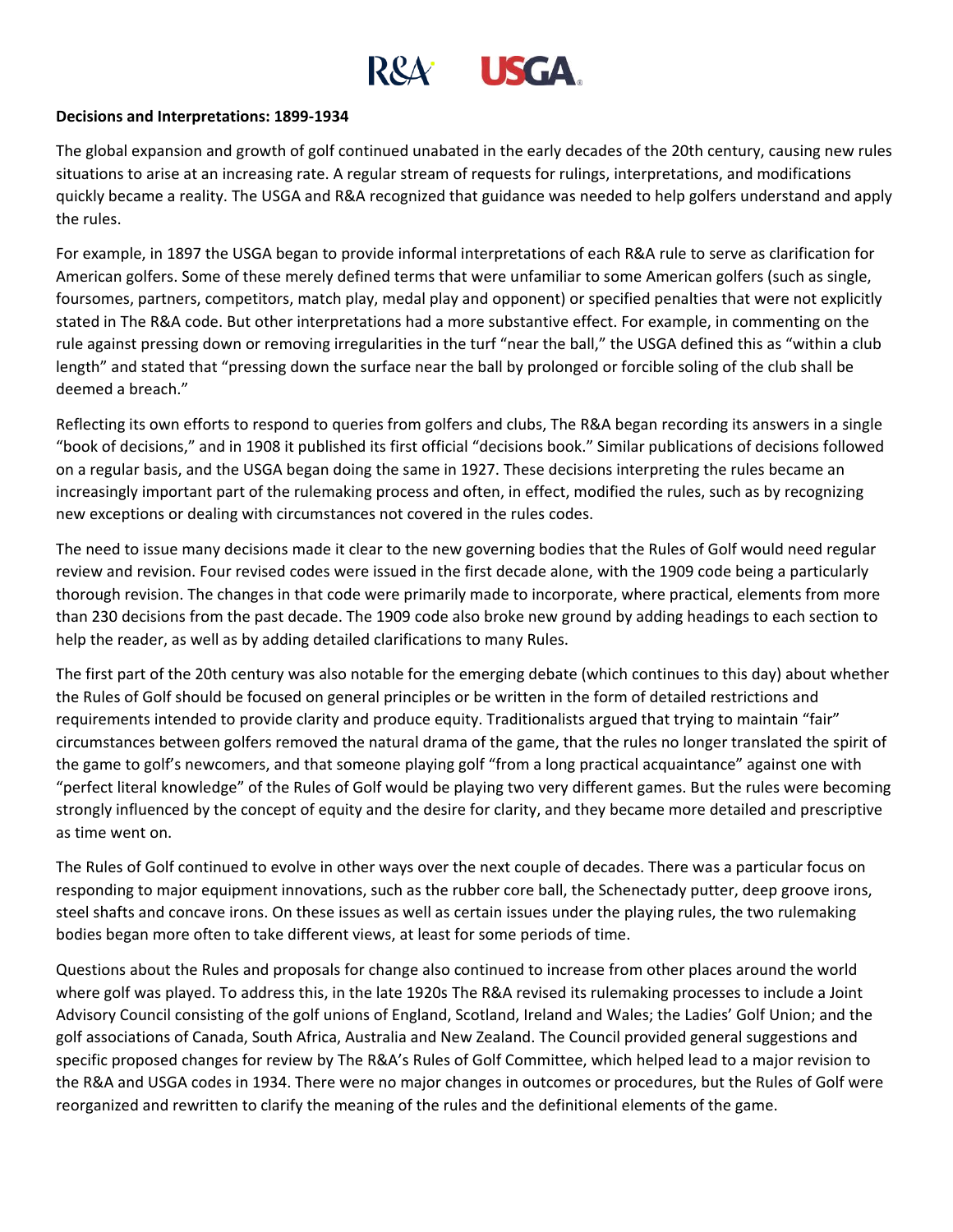**Decisions and Interpretations: 1899-1934**

The global expansion and growth of golf continued unabated in the early decades of the 20th century, causing new rules situations to arise at an increasing rate. A regular stream of requests for rulings, interpretations, and modifications quickly became a reality. The USGA and R&A recognized that guidance was needed to help golfers understand and apply the rules.

For example, in 1897 the USGA began to provide informal interpretations of each R&A rule to serve as clarification for American golfers. Some of these merely defined terms that were unfamiliar to some American golfers (such as single, foursomes, partners, competitors, match play, medal play and opponent) or specified penalties that were not explicitly stated in The R&A code. But other interpretations had a more substantive effect. For example, in commenting on the rule against pressing down or removing irregularities in the turf "near the ball," the USGA defined this as "within a club length" and stated that "pressing down the surface near the ball by prolonged or forcible soling of the club shall be deemed a breach."

Reflecting its own efforts to respond to queries from golfers and clubs, The R&A began recording its answers in a single "book of decisions," and in 1908 it published its first official "decisions book." Similar publications of decisions followed on a regular basis, and the USGA began doing the same in 1927. These decisions interpreting the rules became an increasingly important part of the rulemaking process and often, in effect, modified the rules, such as by recognizing new exceptions or dealing with circumstances not covered in the rules codes.

The need to issue many decisions made it clear to the new governing bodies that the Rules of Golf would need regular review and revision. Four revised codes were issued in the first decade alone, with the 1909 code being a particularly thorough revision. The changes in that code were primarily made to incorporate, where practical, elements from more than 230 decisions from the past decade. The 1909 code also broke new ground by adding headings to each section to help the reader, as well as by adding detailed clarifications to many Rules.

The first part of the 20th century was also notable for the emerging debate (which continues to this day) about whether the Rules of Golf should be focused on general principles or be written in the form of detailed restrictions and requirements intended to provide clarity and produce equity. Traditionalists argued that trying to maintain "fair" circumstances between golfers removed the natural drama of the game, that the rules no longer translated the spirit of the game to golf's newcomers, and that someone playing golf "from a long practical acquaintance" against one with "perfect literal knowledge" of the Rules of Golf would be playing two very different games. But the rules were becoming strongly influenced by the concept of equity and the desire for clarity, and they became more detailed and prescriptive as time went on.

The Rules of Golf continued to evolve in other ways over the next couple of decades. There was a particular focus on responding to major equipment innovations, such as the rubber core ball, the Schenectady putter, deep groove irons, steel shafts and concave irons. On these issues as well as certain issues under the playing rules, the two rulemaking bodies began more often to take different views, at least for some periods of time.

Questions about the Rules and proposals for change also continued to increase from other places around the world where golf was played. To address this, in the late 1920s The R&A revised its rulemaking processes to include a Joint Advisory Council consisting of the golf unions of England, Scotland, Ireland and Wales; the Ladies' Golf Union; and the golf associations of Canada, South Africa, Australia and New Zealand. The Council provided general suggestions and specific proposed changes for review by The R&A's Rules of Golf Committee, which helped lead to a major revision to the R&A and USGA codes in 1934. There were no major changes in outcomes or procedures, but the Rules of Golf were reorganized and rewritten to clarify the meaning of the rules and the definitional elements of the game.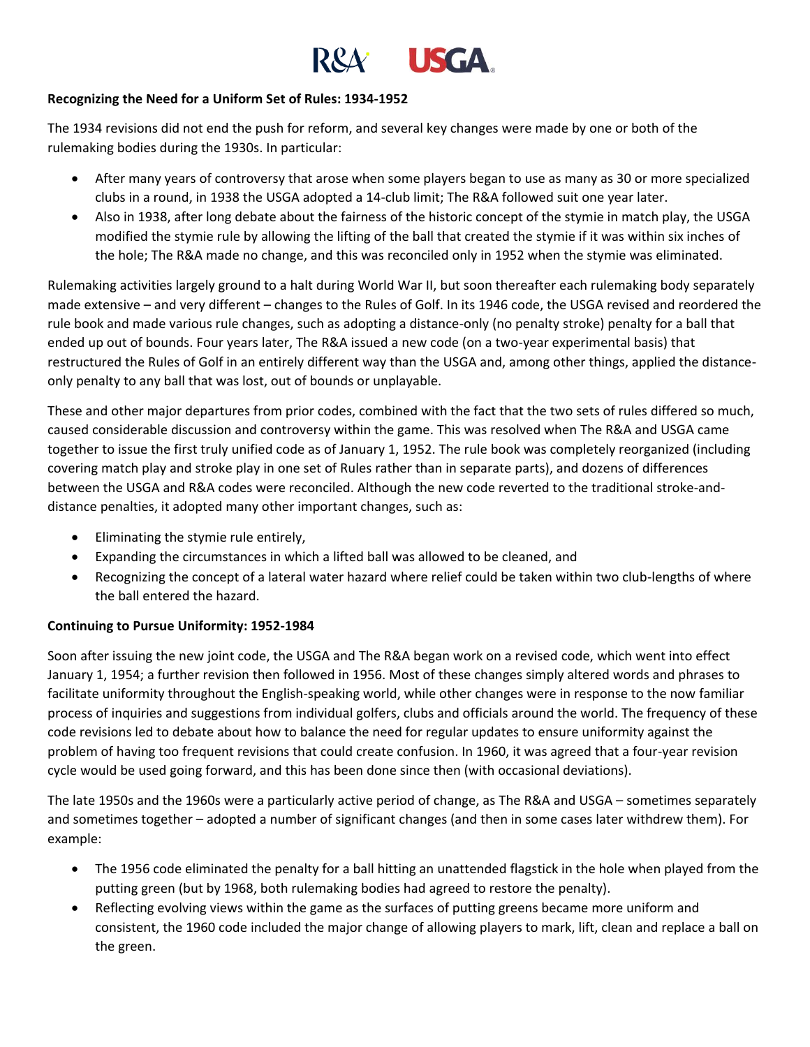**Recognizing the Need for a Uniform Set of Rules: 1934-1952**

The 1934 revisions did not end the push for reform, and several key changes were made by one or both of the rulemaking bodies during the 1930s. In particular:

- After many years of controversy that arose when some players began to use as many as 30 or more specialized clubs in a round, in 1938 the USGA adopted a 14-club limit; The R&A followed suit one year later.
- Also in 1938, after long debate about the fairness of the historic concept of the stymie in match play, the USGA modified the stymie rule by allowing the lifting of the ball that created the stymie if it was within six inches of the hole; The R&A made no change, and this was reconciled only in 1952 when the stymie was eliminated.

Rulemaking activities largely ground to a halt during World War II, but soon thereafter each rulemaking body separately made extensive – and very different – changes to the Rules of Golf. In its 1946 code, the USGA revised and reordered the rule book and made various rule changes, such as adopting a distance-only (no penalty stroke) penalty for a ball that ended up out of bounds. Four years later, The R&A issued a new code (on a two-year experimental basis) that restructured the Rules of Golf in an entirely different way than the USGA and, among other things, applied the distance-only penalty to any ball that was lost, out of bounds or unplayable.

These and other major departures from prior codes, combined with the fact that the two sets of rules differed so much, caused considerable discussion and controversy within the game. This was resolved when The R&A and USGA came together to issue the first truly unified code as of January 1, 1952. The rule book was completely reorganized (including covering match play and stroke play in one set of Rules rather than in separate parts), and dozens of differences between the USGA and R&A codes were reconciled. Although the new code reverted to the traditional stroke-and-distance penalties, it adopted many other important changes, such as:

- Eliminating the stymie rule entirely,
- Expanding the circumstances in which a lifted ball was allowed to be cleaned, and
- Recognizing the concept of a lateral water hazard where relief could be taken within two club-lengths of where the ball entered the hazard.

**Continuing to Pursue Uniformity: 1952-1984**

Soon after issuing the new joint code, the USGA and The R&A began work on a revised code, which went into effect January 1, 1954; a further revision then followed in 1956. Most of these changes simply altered words and phrases to facilitate uniformity throughout the English-speaking world, while other changes were in response to the now familiar process of inquiries and suggestions from individual golfers, clubs and officials around the world. The frequency of these code revisions led to debate about how to balance the need for regular updates to ensure uniformity against the problem of having too frequent revisions that could create confusion. In 1960, it was agreed that a four-year revision cycle would be used going forward, and this has been done since then (with occasional deviations).

The late 1950s and the 1960s were a particularly active period of change, as The R&A and USGA – sometimes separately and sometimes together – adopted a number of significant changes (and then in some cases later withdrew them). For example:

- The 1956 code eliminated the penalty for a ball hitting an unattended flagstick in the hole when played from the putting green (but by 1968, both rulemaking bodies had agreed to restore the penalty).
- Reflecting evolving views within the game as the surfaces of putting greens became more uniform and consistent, the 1960 code included the major change of allowing players to mark, lift, clean and replace a ball on the green.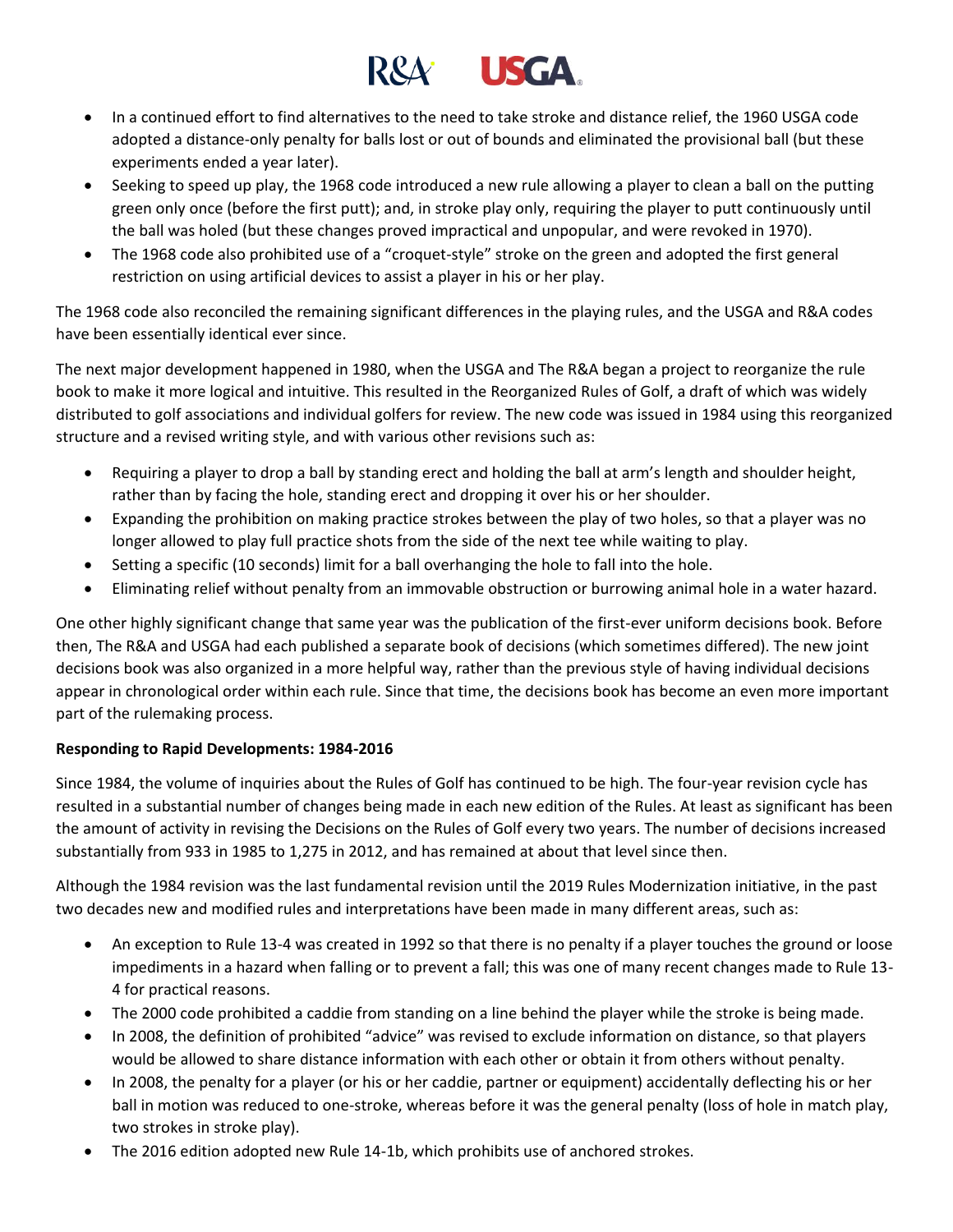- In a continued effort to find alternatives to the need to take stroke and distance relief, the 1960 USGA code adopted a distance-only penalty for balls lost or out of bounds and eliminated the provisional ball (but these experiments ended a year later).
- Seeking to speed up play, the 1968 code introduced a new rule allowing a player to clean a ball on the putting green only once (before the first putt); and, in stroke play only, requiring the player to putt continuously until the ball was holed (but these changes proved impractical and unpopular, and were revoked in 1970).
- The 1968 code also prohibited use of a "croquet-style" stroke on the green and adopted the first general restriction on using artificial devices to assist a player in his or her play.

The 1968 code also reconciled the remaining significant differences in the playing rules, and the USGA and R&A codes have been essentially identical ever since.

The next major development happened in 1980, when the USGA and The R&A began a project to reorganize the rule book to make it more logical and intuitive. This resulted in the Reorganized Rules of Golf, a draft of which was widely distributed to golf associations and individual golfers for review. The new code was issued in 1984 using this reorganized structure and a revised writing style, and with various other revisions such as:

- Requiring a player to drop a ball by standing erect and holding the ball at arm's length and shoulder height, rather than by facing the hole, standing erect and dropping it over his or her shoulder.
- Expanding the prohibition on making practice strokes between the play of two holes, so that a player was no longer allowed to play full practice shots from the side of the next tee while waiting to play.
- Setting a specific (10 seconds) limit for a ball overhanging the hole to fall into the hole.
- Eliminating relief without penalty from an immovable obstruction or burrowing animal hole in a water hazard.

One other highly significant change that same year was the publication of the first-ever uniform decisions book. Before then, The R&A and USGA had each published a separate book of decisions (which sometimes differed). The new joint decisions book was also organized in a more helpful way, rather than the previous style of having individual decisions appear in chronological order within each rule. Since that time, the decisions book has become an even more important part of the rulemaking process.

**Responding to Rapid Developments: 1984-2016**

Since 1984, the volume of inquiries about the Rules of Golf has continued to be high. The four-year revision cycle has resulted in a substantial number of changes being made in each new edition of the Rules. At least as significant has been the amount of activity in revising the Decisions on the Rules of Golf every two years. The number of decisions increased substantially from 933 in 1985 to 1,275 in 2012, and has remained at about that level since then.

Although the 1984 revision was the last fundamental revision until the 2019 Rules Modernization initiative, in the past two decades new and modified rules and interpretations have been made in many different areas, such as:

- An exception to Rule 13-4 was created in 1992 so that there is no penalty if a player touches the ground or loose impediments in a hazard when falling or to prevent a fall; this was one of many recent changes made to Rule 13-4 for practical reasons.
- The 2000 code prohibited a caddie from standing on a line behind the player while the stroke is being made.
- In 2008, the definition of prohibited "advice" was revised to exclude information on distance, so that players would be allowed to share distance information with each other or obtain it from others without penalty.
- In 2008, the penalty for a player (or his or her caddie, partner or equipment) accidentally deflecting his or her ball in motion was reduced to one-stroke, whereas before it was the general penalty (loss of hole in match play, two strokes in stroke play).
- The 2016 edition adopted new Rule 14-1b, which prohibits use of anchored strokes.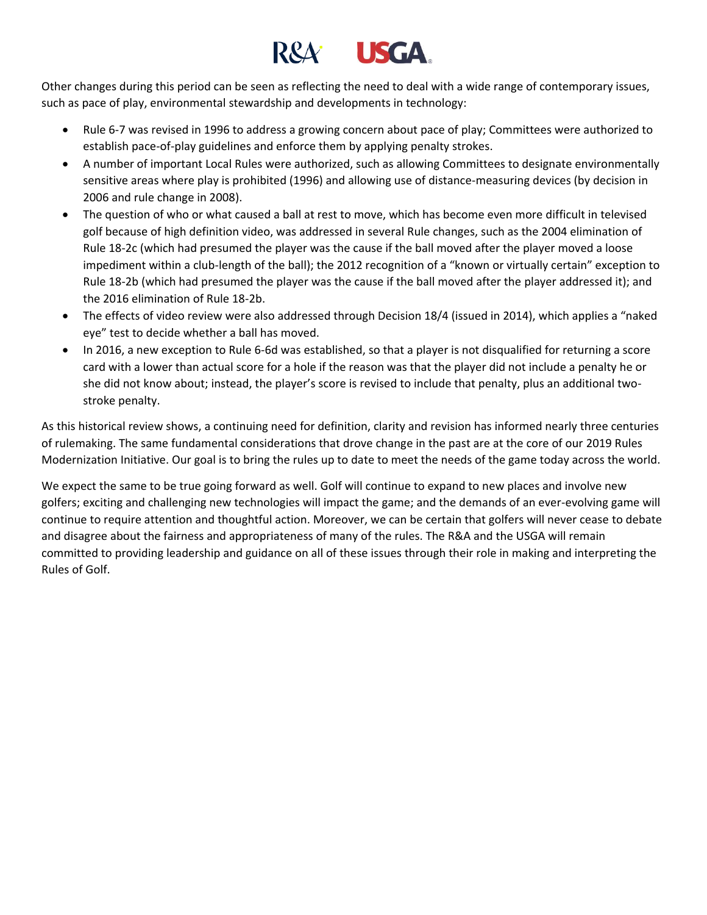Other changes during this period can be seen as reflecting the need to deal with a wide range of contemporary issues, such as pace of play, environmental stewardship and developments in technology:

- Rule 6-7 was revised in 1996 to address a growing concern about pace of play; Committees were authorized to establish pace-of-play guidelines and enforce them by applying penalty strokes.
- A number of important Local Rules were authorized, such as allowing Committees to designate environmentally sensitive areas where play is prohibited (1996) and allowing use of distance-measuring devices (by decision in 2006 and rule change in 2008).
- The question of who or what caused a ball at rest to move, which has become even more difficult in televised golf because of high definition video, was addressed in several Rule changes, such as the 2004 elimination of Rule 18-2c (which had presumed the player was the cause if the ball moved after the player moved a loose impediment within a club-length of the ball); the 2012 recognition of a "known or virtually certain" exception to Rule 18-2b (which had presumed the player was the cause if the ball moved after the player addressed it); and the 2016 elimination of Rule 18-2b.
- The effects of video review were also addressed through Decision 18/4 (issued in 2014), which applies a "naked eye" test to decide whether a ball has moved.
- In 2016, a new exception to Rule 6-6d was established, so that a player is not disqualified for returning a score card with a lower than actual score for a hole if the reason was that the player did not include a penalty he or she did not know about; instead, the player's score is revised to include that penalty, plus an additional two-stroke penalty.

As this historical review shows, a continuing need for definition, clarity and revision has informed nearly three centuries of rulemaking. The same fundamental considerations that drove change in the past are at the core of our 2019 Rules Modernization Initiative. Our goal is to bring the rules up to date to meet the needs of the game today across the world.

We expect the same to be true going forward as well. Golf will continue to expand to new places and involve new golfers; exciting and challenging new technologies will impact the game; and the demands of an ever-evolving game will continue to require attention and thoughtful action. Moreover, we can be certain that golfers will never cease to debate and disagree about the fairness and appropriateness of many of the rules. The R&A and the USGA will remain committed to providing leadership and guidance on all of these issues through their role in making and interpreting the Rules of Golf.